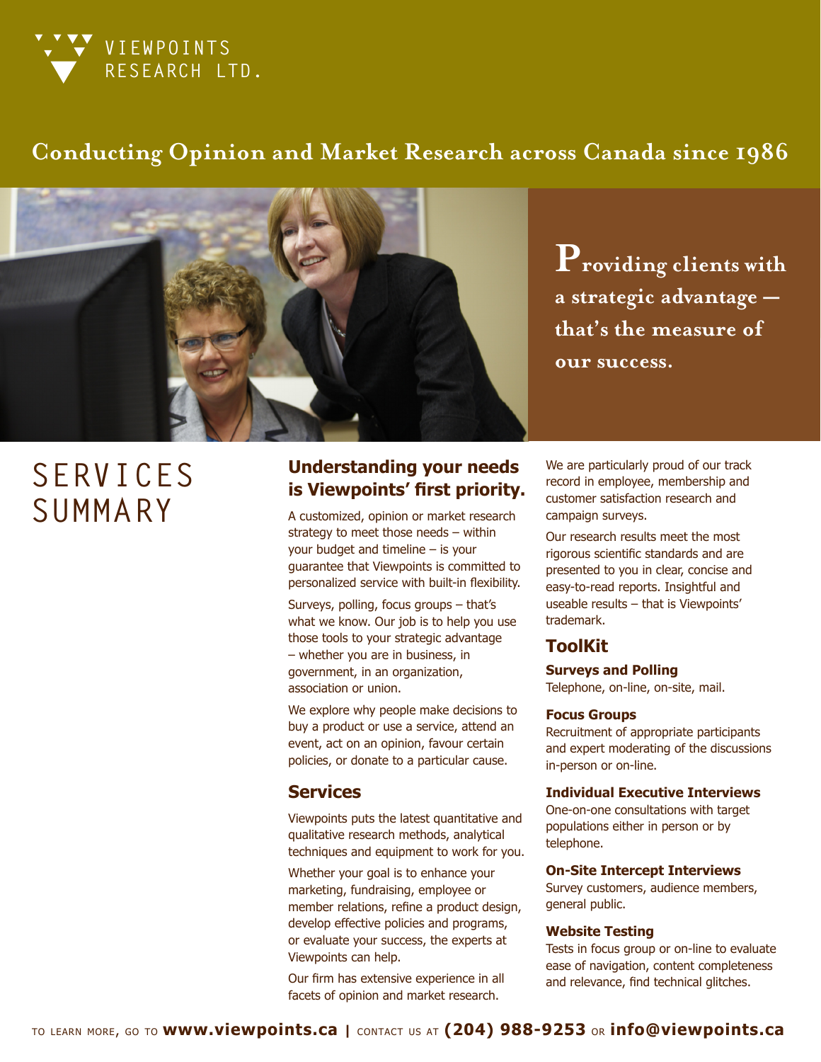VIEWPOINTS RESEARCH LTD.

## Conducting Opinion and Market Research across Canada since 1986

**Providing clients with a strategic advantage — that's the measure of our success.**

# SERVICES SUMMARY

## Understanding your needs is Viewpoints' first priority.

A customized, opinion or market research strategy to meet those needs – within your budget and timeline – is your guarantee that Viewpoints is committed to personalized service with built-in flexibility.

Surveys, polling, focus groups – that's what we know. Our job is to help you use those tools to your strategic advantage – whether you are in business, in government, in an organization, association or union.

We explore why people make decisions to buy a product or use a service, attend an event, act on an opinion, favour certain policies, or donate to a particular cause.

## Services

Viewpoints puts the latest quantitative and qualitative research methods, analytical techniques and equipment to work for you.

Whether your goal is to enhance your marketing, fundraising, employee or member relations, refine a product design, develop effective policies and programs, or evaluate your success, the experts at Viewpoints can help.

Our firm has extensive experience in all facets of opinion and market research.

We are particularly proud of our track record in employee, membership and customer satisfaction research and campaign surveys.

Our research results meet the most rigorous scientific standards and are presented to you in clear, concise and easy-to-read reports. Insightful and useable results – that is Viewpoints' trademark.

## ToolKit

**Surveys and Polling**
Telephone, on-line, on-site, mail.

**Focus Groups**
Recruitment of appropriate participants and expert moderating of the discussions in-person or on-line.

**Individual Executive Interviews**
One-on-one consultations with target populations either in person or by telephone.

**On-Site Intercept Interviews**
Survey customers, audience members, general public.

**Website Testing**
Tests in focus group or on-line to evaluate ease of navigation, content completeness and relevance, find technical glitches.

TO LEARN MORE, GO TO **www.viewpoints.ca** | CONTACT US AT **(204) 988-9253** OR **info@viewpoints.ca**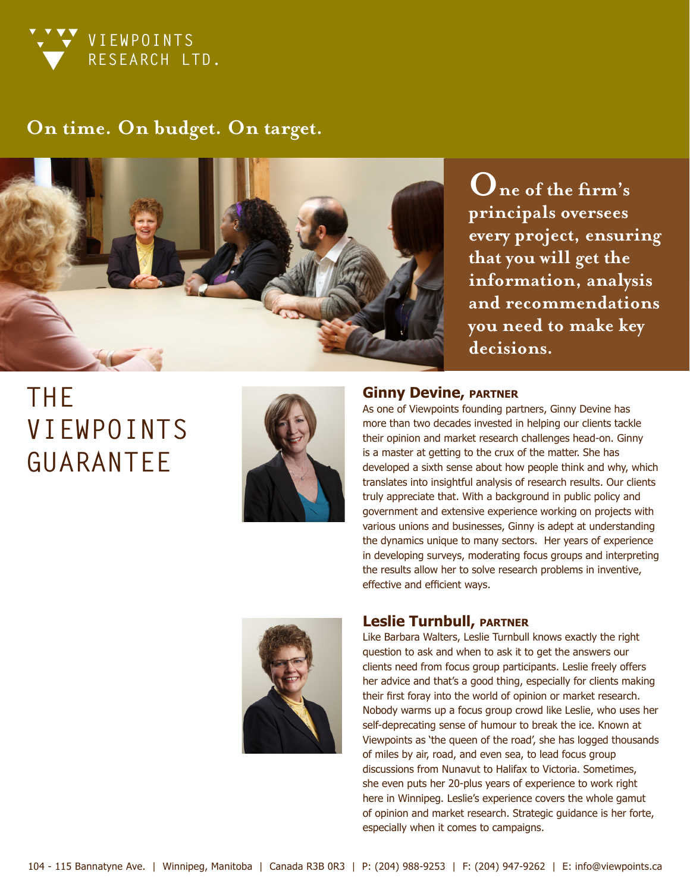VIEWPOINTS RESEARCH LTD.

**On time. On budget. On target.**

**One of the firm's principals oversees every project, ensuring that you will get the information, analysis and recommendations you need to make key decisions.**

# THE VIEWPOINTS GUARANTEE

### Ginny Devine, PARTNER

As one of Viewpoints founding partners, Ginny Devine has more than two decades invested in helping our clients tackle their opinion and market research challenges head-on. Ginny is a master at getting to the crux of the matter. She has developed a sixth sense about how people think and why, which translates into insightful analysis of research results. Our clients truly appreciate that. With a background in public policy and government and extensive experience working on projects with various unions and businesses, Ginny is adept at understanding the dynamics unique to many sectors. Her years of experience in developing surveys, moderating focus groups and interpreting the results allow her to solve research problems in inventive, effective and efficient ways.

### Leslie Turnbull, PARTNER

Like Barbara Walters, Leslie Turnbull knows exactly the right question to ask and when to ask it to get the answers our clients need from focus group participants. Leslie freely offers her advice and that's a good thing, especially for clients making their first foray into the world of opinion or market research. Nobody warms up a focus group crowd like Leslie, who uses her self-deprecating sense of humour to break the ice. Known at Viewpoints as 'the queen of the road', she has logged thousands of miles by air, road, and even sea, to lead focus group discussions from Nunavut to Halifax to Victoria. Sometimes, she even puts her 20-plus years of experience to work right here in Winnipeg. Leslie's experience covers the whole gamut of opinion and market research. Strategic guidance is her forte, especially when it comes to campaigns.

104 - 115 Bannatyne Ave. | Winnipeg, Manitoba | Canada R3B 0R3 | P: (204) 988-9253 | F: (204) 947-9262 | E: info@viewpoints.ca